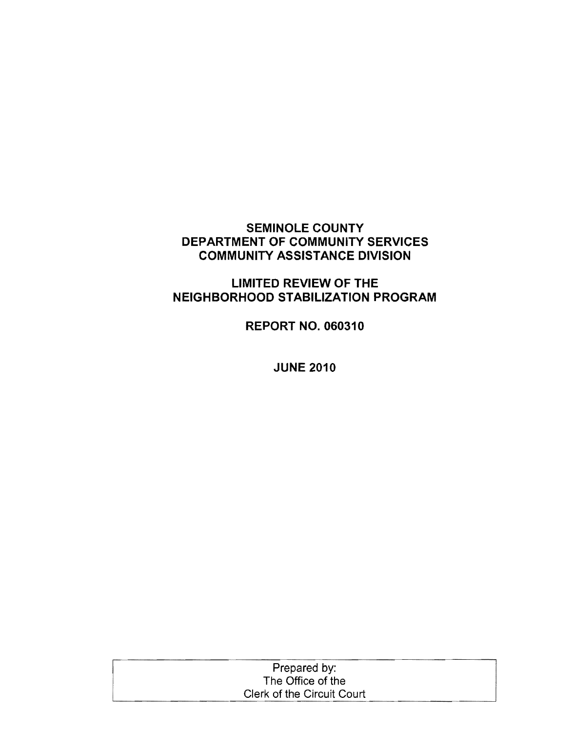# SEMINOLE COUNTY
# DEPARTMENT OF COMMUNITY SERVICES
# COMMUNITY ASSISTANCE DIVISION

## LIMITED REVIEW OF THE NEIGHBORHOOD STABILIZATION PROGRAM

## REPORT NO. 060310

## JUNE 2010

Prepared by:
The Office of the
Clerk of the Circuit Court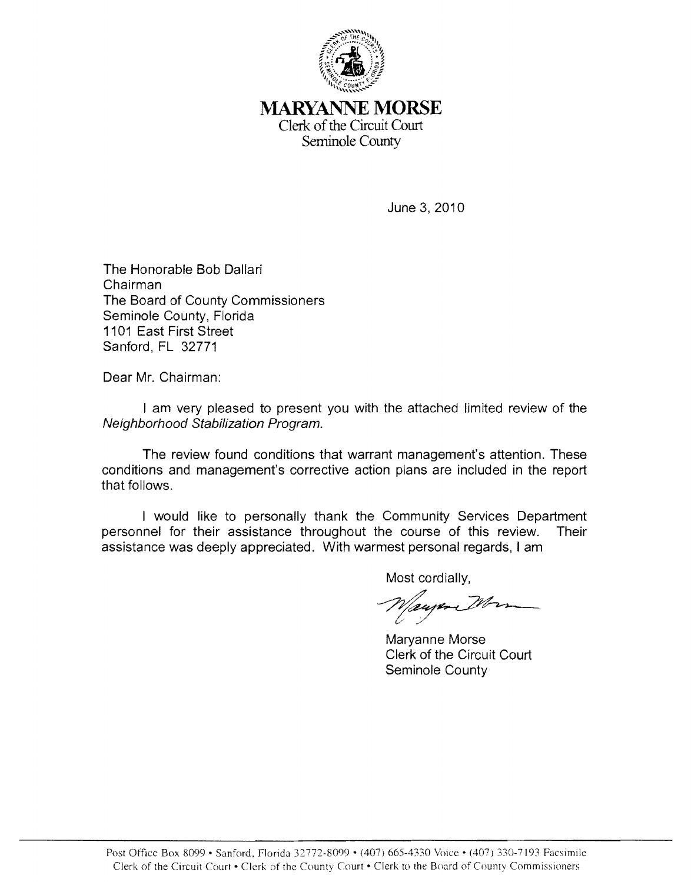# MARYANNE MORSE

Clerk of the Circuit Court
Seminole County

June 3, 2010

The Honorable Bob Dallari
Chairman
The Board of County Commissioners
Seminole County, Florida
1101 East First Street
Sanford, FL 32771

Dear Mr. Chairman:

I am very pleased to present you with the attached limited review of the *Neighborhood Stabilization Program.*

The review found conditions that warrant management's attention. These conditions and management's corrective action plans are included in the report that follows.

I would like to personally thank the Community Services Department personnel for their assistance throughout the course of this review. Their assistance was deeply appreciated. With warmest personal regards, I am

Most cordially,

Maryanne Morse
Clerk of the Circuit Court
Seminole County

Post Office Box 8099 • Sanford, Florida 32772-8099 • (407) 665-4330 Voice • (407) 330-7193 Facsimile
Clerk of the Circuit Court • Clerk of the County Court • Clerk to the Board of County Commissioners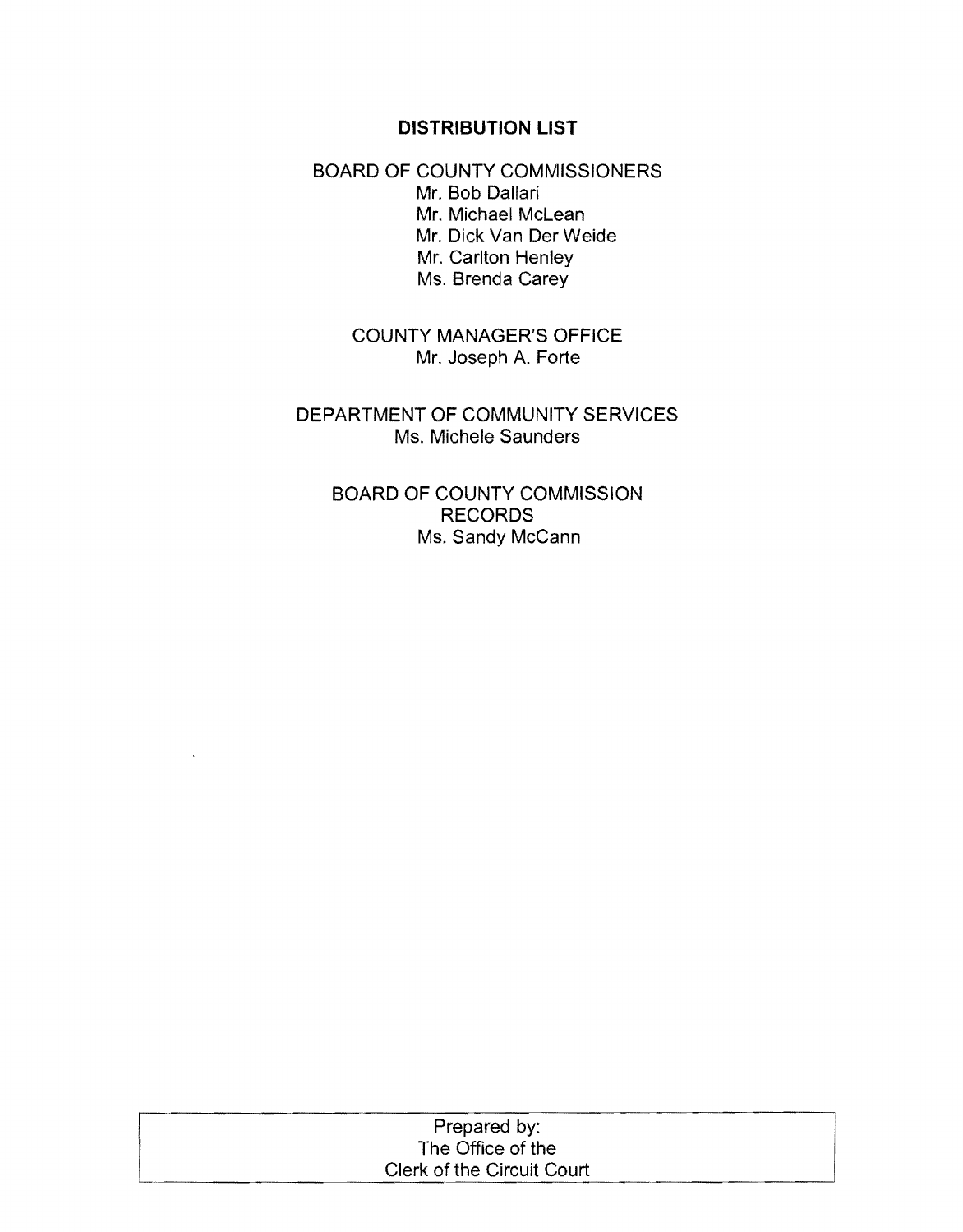## DISTRIBUTION LIST

BOARD OF COUNTY COMMISSIONERS

Mr. Bob Dallari
Mr. Michael McLean
Mr. Dick Van Der Weide
Mr. Carlton Henley
Ms. Brenda Carey

COUNTY MANAGER'S OFFICE

Mr. Joseph A. Forte

DEPARTMENT OF COMMUNITY SERVICES

Ms. Michele Saunders

BOARD OF COUNTY COMMISSION RECORDS

Ms. Sandy McCann

| Prepared by: The Office of the Clerk of the Circuit Court |
|---|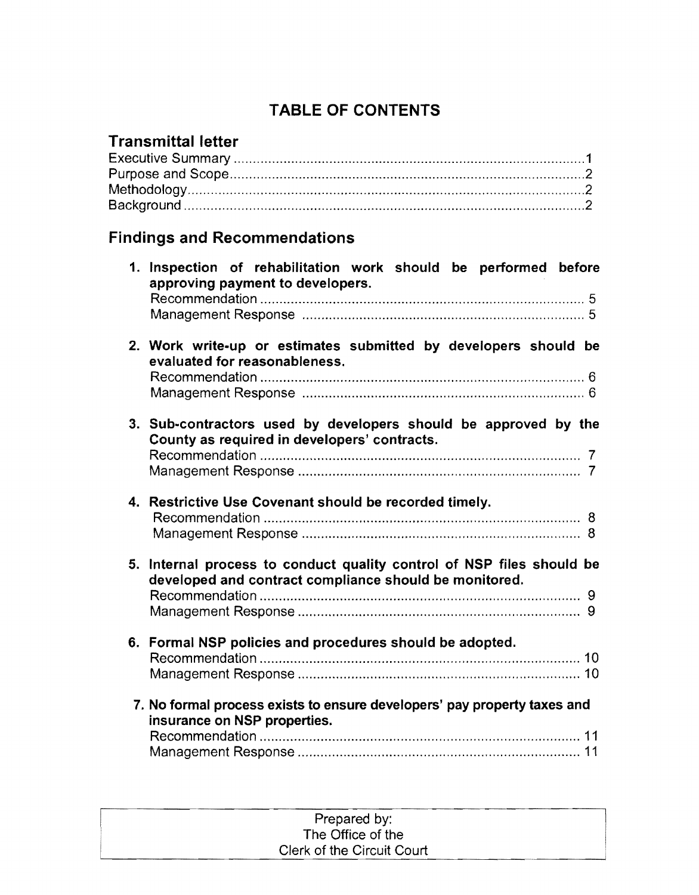# TABLE OF CONTENTS

## Transmittal letter

Executive Summary ........................................................................................1
Purpose and Scope.........................................................................................2
Methodology....................................................................................................2
Background .....................................................................................................2

## Findings and Recommendations

1. **Inspection of rehabilitation work should be performed before approving payment to developers.**
   Recommendation ..................................................................................... 5
   Management Response ........................................................................... 5

2. **Work write-up or estimates submitted by developers should be evaluated for reasonableness.**
   Recommendation ..................................................................................... 6
   Management Response ........................................................................... 6

3. **Sub-contractors used by developers should be approved by the County as required in developers' contracts.**
   Recommendation ..................................................................................... 7
   Management Response ........................................................................... 7

4. **Restrictive Use Covenant should be recorded timely.**
   Recommendation ..................................................................................... 8
   Management Response ........................................................................... 8

5. **Internal process to conduct quality control of NSP files should be developed and contract compliance should be monitored.**
   Recommendation ..................................................................................... 9
   Management Response ........................................................................... 9

6. **Formal NSP policies and procedures should be adopted.**
   Recommendation ..................................................................................... 10
   Management Response ........................................................................... 10

7. **No formal process exists to ensure developers' pay property taxes and insurance on NSP properties.**
   Recommendation ..................................................................................... 11
   Management Response ........................................................................... 11

Prepared by:
The Office of the
Clerk of the Circuit Court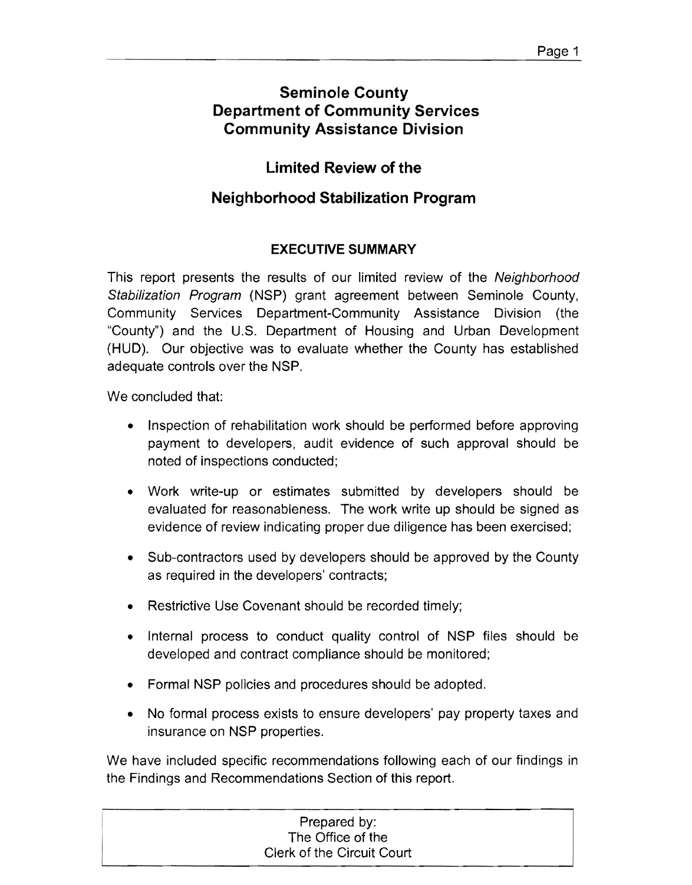# Seminole County
# Department of Community Services
# Community Assistance Division

## Limited Review of the

## Neighborhood Stabilization Program

### EXECUTIVE SUMMARY

This report presents the results of our limited review of the *Neighborhood Stabilization Program* (NSP) grant agreement between Seminole County, Community Services Department-Community Assistance Division (the "County") and the U.S. Department of Housing and Urban Development (HUD). Our objective was to evaluate whether the County has established adequate controls over the NSP.

We concluded that:

- Inspection of rehabilitation work should be performed before approving payment to developers, audit evidence of such approval should be noted of inspections conducted;

- Work write-up or estimates submitted by developers should be evaluated for reasonableness. The work write up should be signed as evidence of review indicating proper due diligence has been exercised;

- Sub-contractors used by developers should be approved by the County as required in the developers' contracts;

- Restrictive Use Covenant should be recorded timely;

- Internal process to conduct quality control of NSP files should be developed and contract compliance should be monitored;

- Formal NSP policies and procedures should be adopted.

- No formal process exists to ensure developers' pay property taxes and insurance on NSP properties.

We have included specific recommendations following each of our findings in the Findings and Recommendations Section of this report.

Prepared by:
The Office of the
Clerk of the Circuit Court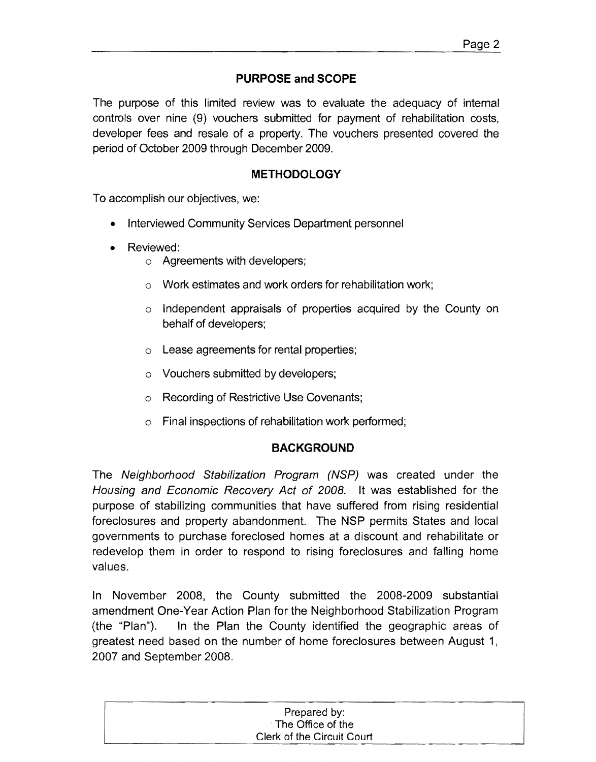## PURPOSE and SCOPE

The purpose of this limited review was to evaluate the adequacy of internal controls over nine (9) vouchers submitted for payment of rehabilitation costs, developer fees and resale of a property. The vouchers presented covered the period of October 2009 through December 2009.

## METHODOLOGY

To accomplish our objectives, we:

- Interviewed Community Services Department personnel
- Reviewed:
  - Agreements with developers;
  - Work estimates and work orders for rehabilitation work;
  - Independent appraisals of properties acquired by the County on behalf of developers;
  - Lease agreements for rental properties;
  - Vouchers submitted by developers;
  - Recording of Restrictive Use Covenants;
  - Final inspections of rehabilitation work performed;

## BACKGROUND

The *Neighborhood Stabilization Program (NSP)* was created under the *Housing and Economic Recovery Act of 2008*. It was established for the purpose of stabilizing communities that have suffered from rising residential foreclosures and property abandonment. The NSP permits States and local governments to purchase foreclosed homes at a discount and rehabilitate or redevelop them in order to respond to rising foreclosures and falling home values.

In November 2008, the County submitted the 2008-2009 substantial amendment One-Year Action Plan for the Neighborhood Stabilization Program (the "Plan"). In the Plan the County identified the geographic areas of greatest need based on the number of home foreclosures between August 1, 2007 and September 2008.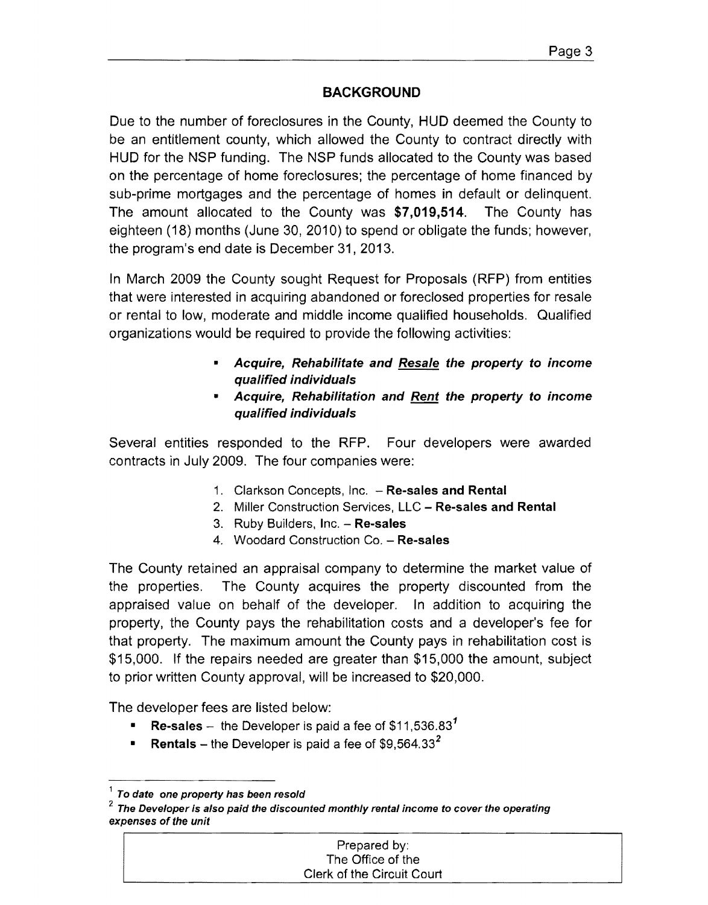## BACKGROUND

Due to the number of foreclosures in the County, HUD deemed the County to be an entitlement county, which allowed the County to contract directly with HUD for the NSP funding. The NSP funds allocated to the County was based on the percentage of home foreclosures; the percentage of home financed by sub-prime mortgages and the percentage of homes in default or delinquent. The amount allocated to the County was **$7,019,514**. The County has eighteen (18) months (June 30, 2010) to spend or obligate the funds; however, the program's end date is December 31, 2013.

In March 2009 the County sought Request for Proposals (RFP) from entities that were interested in acquiring abandoned or foreclosed properties for resale or rental to low, moderate and middle income qualified households. Qualified organizations would be required to provide the following activities:

- ***Acquire, Rehabilitate and <u>Resale</u> the property to income qualified individuals***
- ***Acquire, Rehabilitation and <u>Rent</u> the property to income qualified individuals***

Several entities responded to the RFP. Four developers were awarded contracts in July 2009. The four companies were:

1. Clarkson Concepts, Inc. – **Re-sales and Rental**
2. Miller Construction Services, LLC – **Re-sales and Rental**
3. Ruby Builders, Inc. – **Re-sales**
4. Woodard Construction Co. – **Re-sales**

The County retained an appraisal company to determine the market value of the properties. The County acquires the property discounted from the appraised value on behalf of the developer. In addition to acquiring the property, the County pays the rehabilitation costs and a developer's fee for that property. The maximum amount the County pays in rehabilitation cost is $15,000. If the repairs needed are greater than $15,000 the amount, subject to prior written County approval, will be increased to $20,000.

The developer fees are listed below:

- **Re-sales** – the Developer is paid a fee of $11,536.83[1]
- **Rentals** – the Developer is paid a fee of $9,564.33[2]

---

[1] ***To date one property has been resold***

[2] ***The Developer is also paid the discounted monthly rental income to cover the operating expenses of the unit***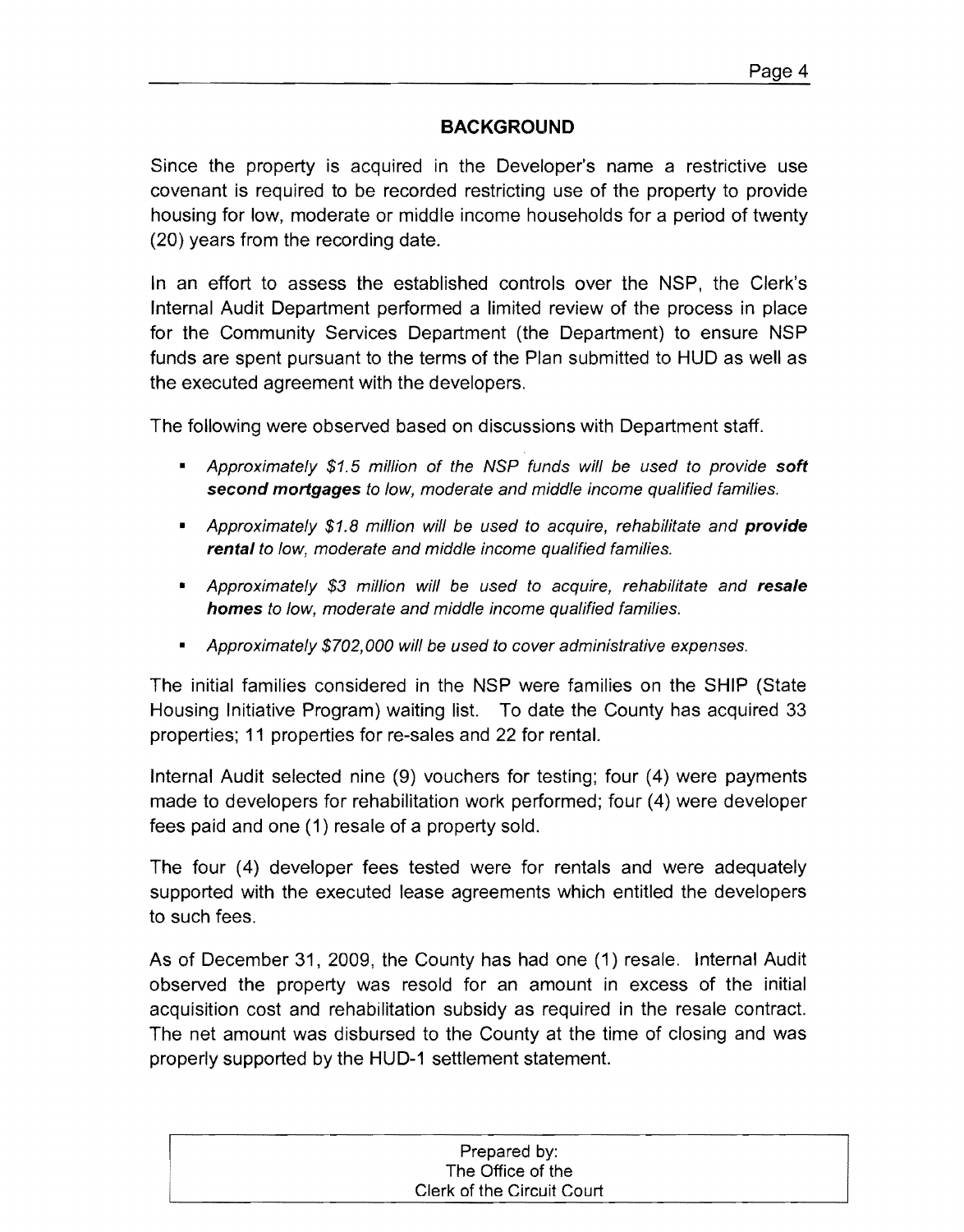## BACKGROUND

Since the property is acquired in the Developer's name a restrictive use covenant is required to be recorded restricting use of the property to provide housing for low, moderate or middle income households for a period of twenty (20) years from the recording date.

In an effort to assess the established controls over the NSP, the Clerk's Internal Audit Department performed a limited review of the process in place for the Community Services Department (the Department) to ensure NSP funds are spent pursuant to the terms of the Plan submitted to HUD as well as the executed agreement with the developers.

The following were observed based on discussions with Department staff.

- *Approximately $1.5 million of the NSP funds will be used to provide **soft second mortgages** to low, moderate and middle income qualified families.*
- *Approximately $1.8 million will be used to acquire, rehabilitate and **provide rental** to low, moderate and middle income qualified families.*
- *Approximately $3 million will be used to acquire, rehabilitate and **resale homes** to low, moderate and middle income qualified families.*
- *Approximately $702,000 will be used to cover administrative expenses.*

The initial families considered in the NSP were families on the SHIP (State Housing Initiative Program) waiting list. To date the County has acquired 33 properties; 11 properties for re-sales and 22 for rental.

Internal Audit selected nine (9) vouchers for testing; four (4) were payments made to developers for rehabilitation work performed; four (4) were developer fees paid and one (1) resale of a property sold.

The four (4) developer fees tested were for rentals and were adequately supported with the executed lease agreements which entitled the developers to such fees.

As of December 31, 2009, the County has had one (1) resale. Internal Audit observed the property was resold for an amount in excess of the initial acquisition cost and rehabilitation subsidy as required in the resale contract. The net amount was disbursed to the County at the time of closing and was properly supported by the HUD-1 settlement statement.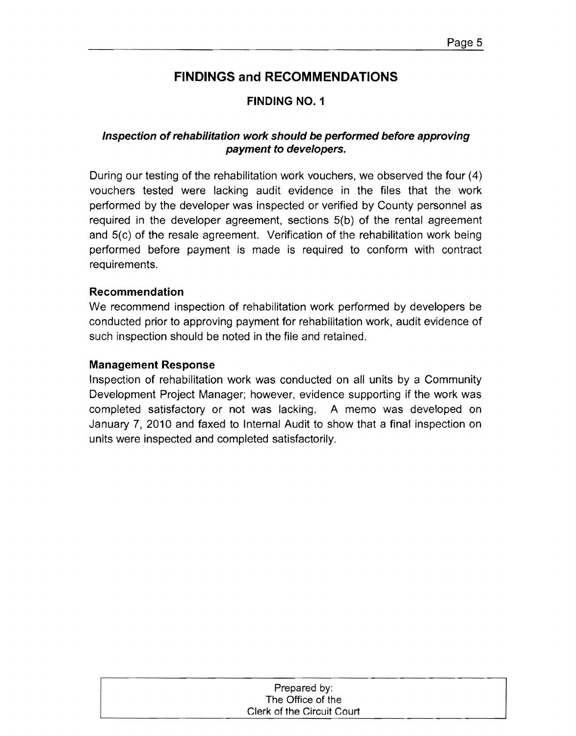## FINDINGS and RECOMMENDATIONS

### FINDING NO. 1

***Inspection of rehabilitation work should be performed before approving payment to developers.***

During our testing of the rehabilitation work vouchers, we observed the four (4) vouchers tested were lacking audit evidence in the files that the work performed by the developer was inspected or verified by County personnel as required in the developer agreement, sections 5(b) of the rental agreement and 5(c) of the resale agreement. Verification of the rehabilitation work being performed before payment is made is required to conform with contract requirements.

**Recommendation**

We recommend inspection of rehabilitation work performed by developers be conducted prior to approving payment for rehabilitation work, audit evidence of such inspection should be noted in the file and retained.

**Management Response**

Inspection of rehabilitation work was conducted on all units by a Community Development Project Manager; however, evidence supporting if the work was completed satisfactory or not was lacking. A memo was developed on January 7, 2010 and faxed to Internal Audit to show that a final inspection on units were inspected and completed satisfactorily.

Prepared by:
The Office of the
Clerk of the Circuit Court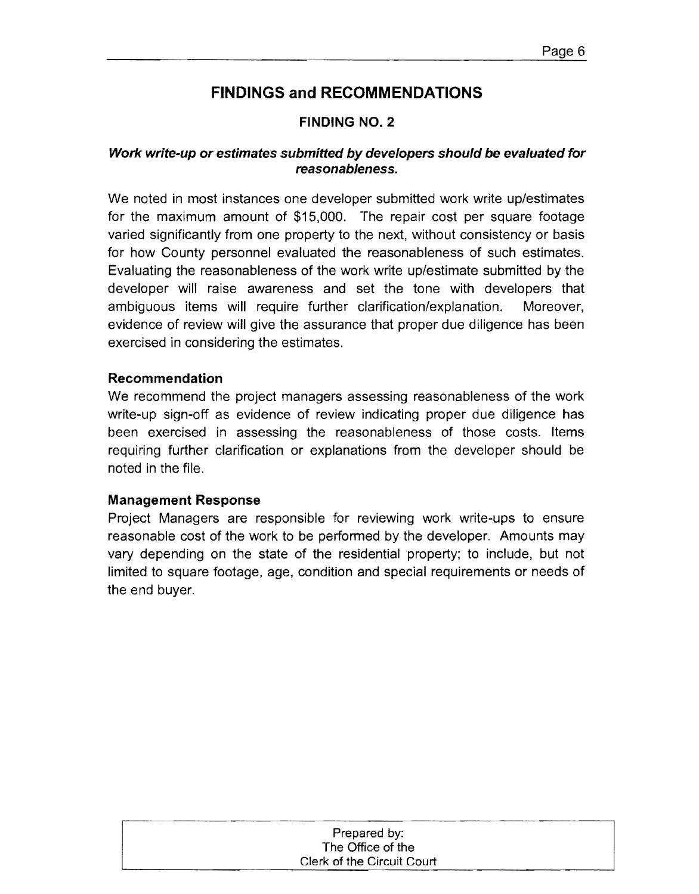## FINDINGS and RECOMMENDATIONS

### FINDING NO. 2

***Work write-up or estimates submitted by developers should be evaluated for reasonableness.***

We noted in most instances one developer submitted work write up/estimates for the maximum amount of $15,000. The repair cost per square footage varied significantly from one property to the next, without consistency or basis for how County personnel evaluated the reasonableness of such estimates. Evaluating the reasonableness of the work write up/estimate submitted by the developer will raise awareness and set the tone with developers that ambiguous items will require further clarification/explanation. Moreover, evidence of review will give the assurance that proper due diligence has been exercised in considering the estimates.

**Recommendation**

We recommend the project managers assessing reasonableness of the work write-up sign-off as evidence of review indicating proper due diligence has been exercised in assessing the reasonableness of those costs. Items requiring further clarification or explanations from the developer should be noted in the file.

**Management Response**

Project Managers are responsible for reviewing work write-ups to ensure reasonable cost of the work to be performed by the developer. Amounts may vary depending on the state of the residential property; to include, but not limited to square footage, age, condition and special requirements or needs of the end buyer.

Prepared by:
The Office of the
Clerk of the Circuit Court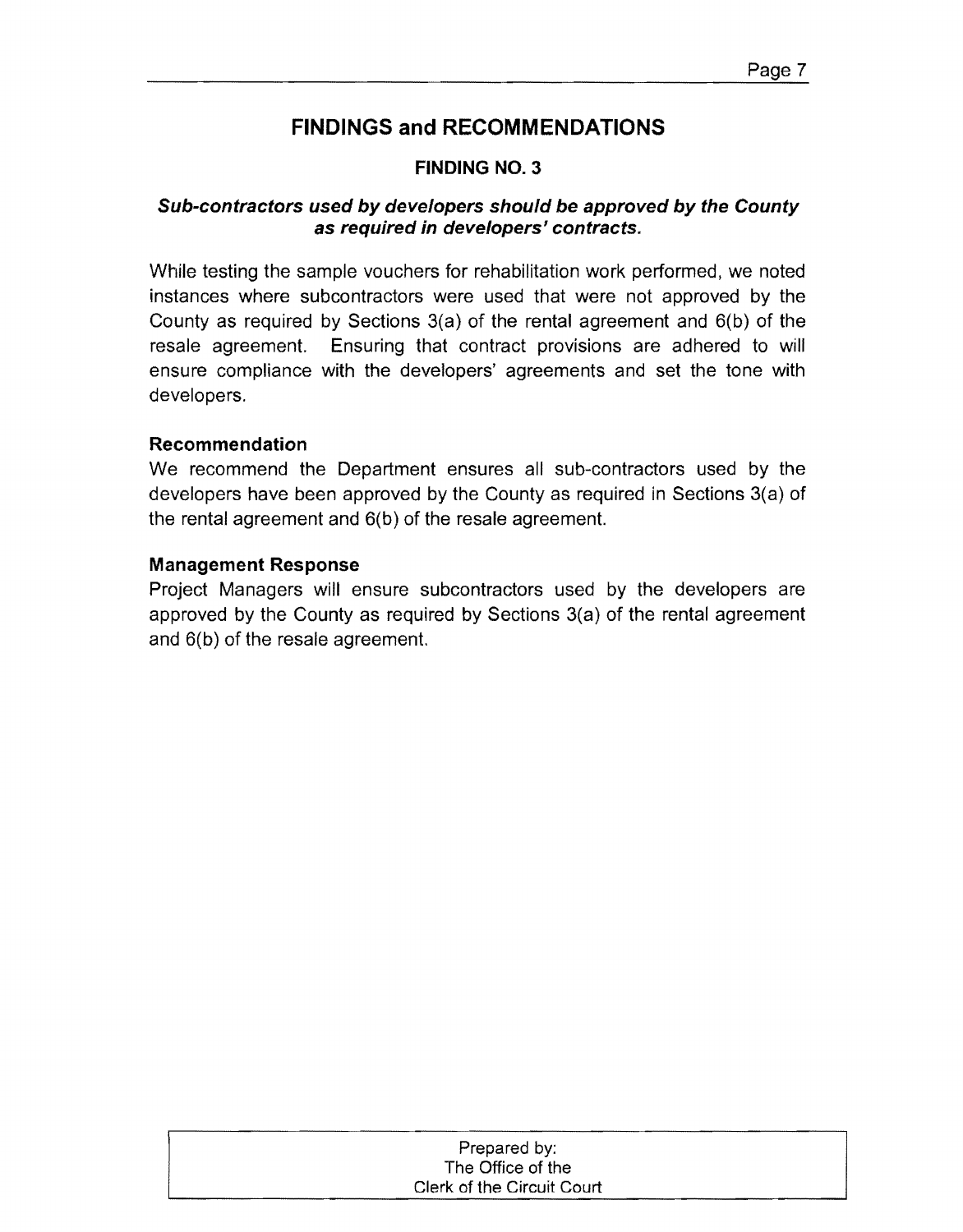## FINDINGS and RECOMMENDATIONS

### FINDING NO. 3

***Sub-contractors used by developers should be approved by the County as required in developers' contracts.***

While testing the sample vouchers for rehabilitation work performed, we noted instances where subcontractors were used that were not approved by the County as required by Sections 3(a) of the rental agreement and 6(b) of the resale agreement. Ensuring that contract provisions are adhered to will ensure compliance with the developers' agreements and set the tone with developers.

**Recommendation**

We recommend the Department ensures all sub-contractors used by the developers have been approved by the County as required in Sections 3(a) of the rental agreement and 6(b) of the resale agreement.

**Management Response**

Project Managers will ensure subcontractors used by the developers are approved by the County as required by Sections 3(a) of the rental agreement and 6(b) of the resale agreement.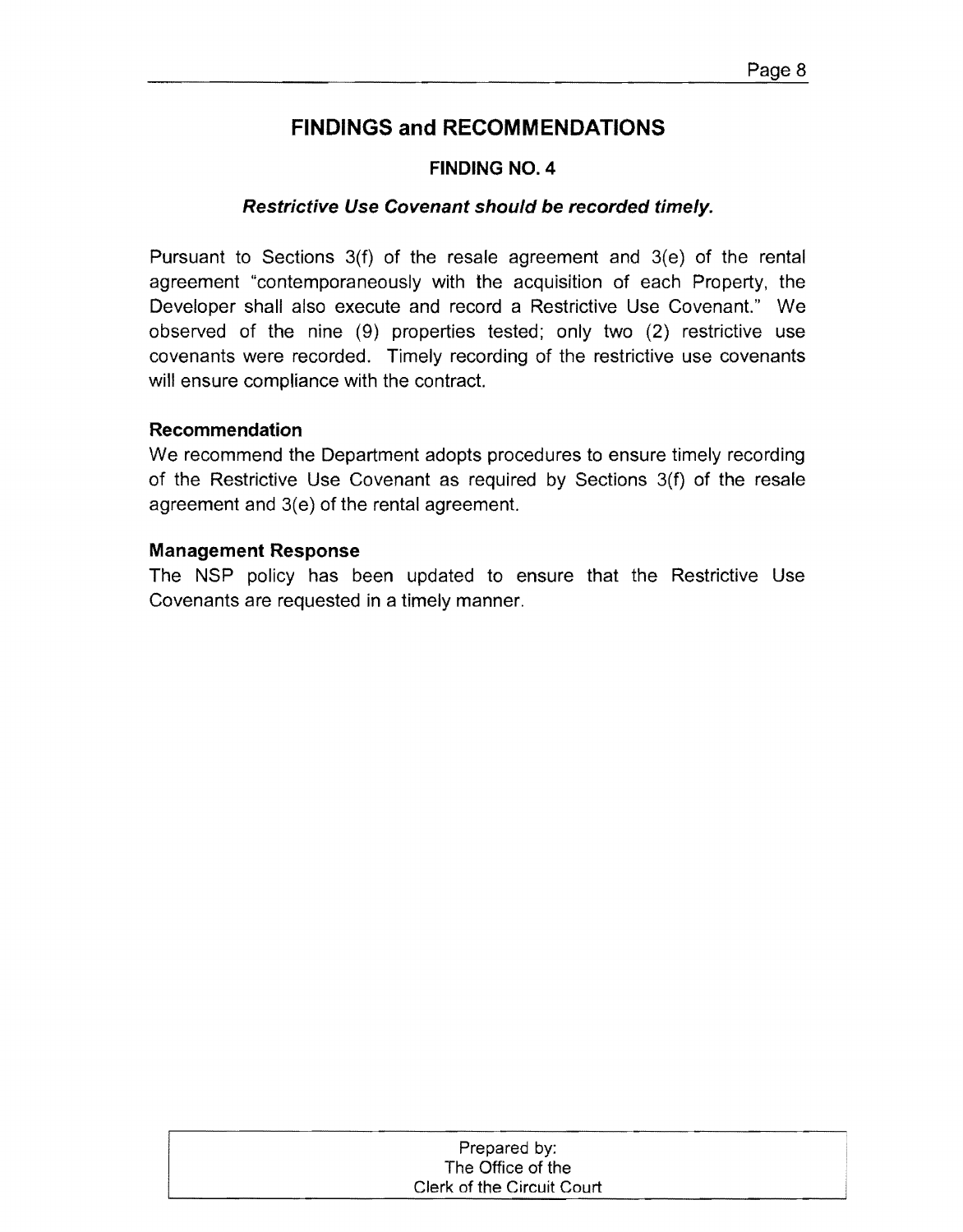# FINDINGS and RECOMMENDATIONS

## FINDING NO. 4

### *Restrictive Use Covenant should be recorded timely.*

Pursuant to Sections 3(f) of the resale agreement and 3(e) of the rental agreement "contemporaneously with the acquisition of each Property, the Developer shall also execute and record a Restrictive Use Covenant." We observed of the nine (9) properties tested; only two (2) restrictive use covenants were recorded. Timely recording of the restrictive use covenants will ensure compliance with the contract.

**Recommendation**

We recommend the Department adopts procedures to ensure timely recording of the Restrictive Use Covenant as required by Sections 3(f) of the resale agreement and 3(e) of the rental agreement.

**Management Response**

The NSP policy has been updated to ensure that the Restrictive Use Covenants are requested in a timely manner.

Prepared by:
The Office of the
Clerk of the Circuit Court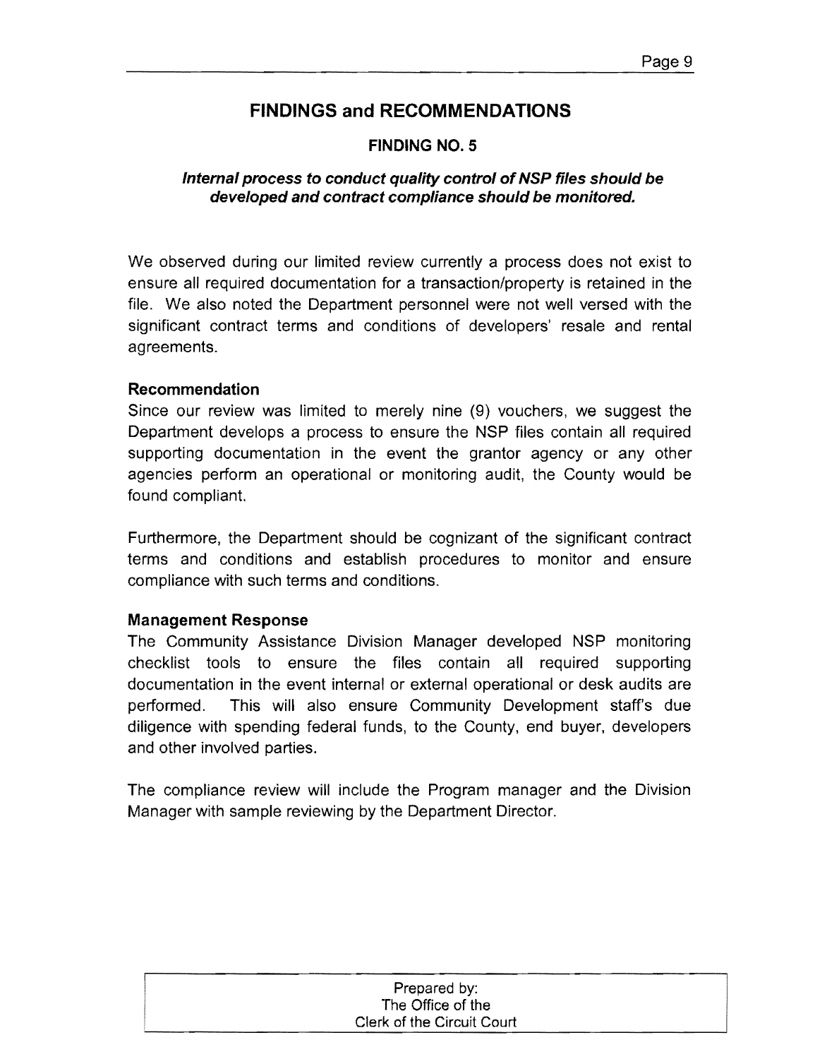## FINDINGS and RECOMMENDATIONS

### FINDING NO. 5

***Internal process to conduct quality control of NSP files should be developed and contract compliance should be monitored.***

We observed during our limited review currently a process does not exist to ensure all required documentation for a transaction/property is retained in the file. We also noted the Department personnel were not well versed with the significant contract terms and conditions of developers' resale and rental agreements.

**Recommendation**

Since our review was limited to merely nine (9) vouchers, we suggest the Department develops a process to ensure the NSP files contain all required supporting documentation in the event the grantor agency or any other agencies perform an operational or monitoring audit, the County would be found compliant.

Furthermore, the Department should be cognizant of the significant contract terms and conditions and establish procedures to monitor and ensure compliance with such terms and conditions.

**Management Response**

The Community Assistance Division Manager developed NSP monitoring checklist tools to ensure the files contain all required supporting documentation in the event internal or external operational or desk audits are performed. This will also ensure Community Development staff's due diligence with spending federal funds, to the County, end buyer, developers and other involved parties.

The compliance review will include the Program manager and the Division Manager with sample reviewing by the Department Director.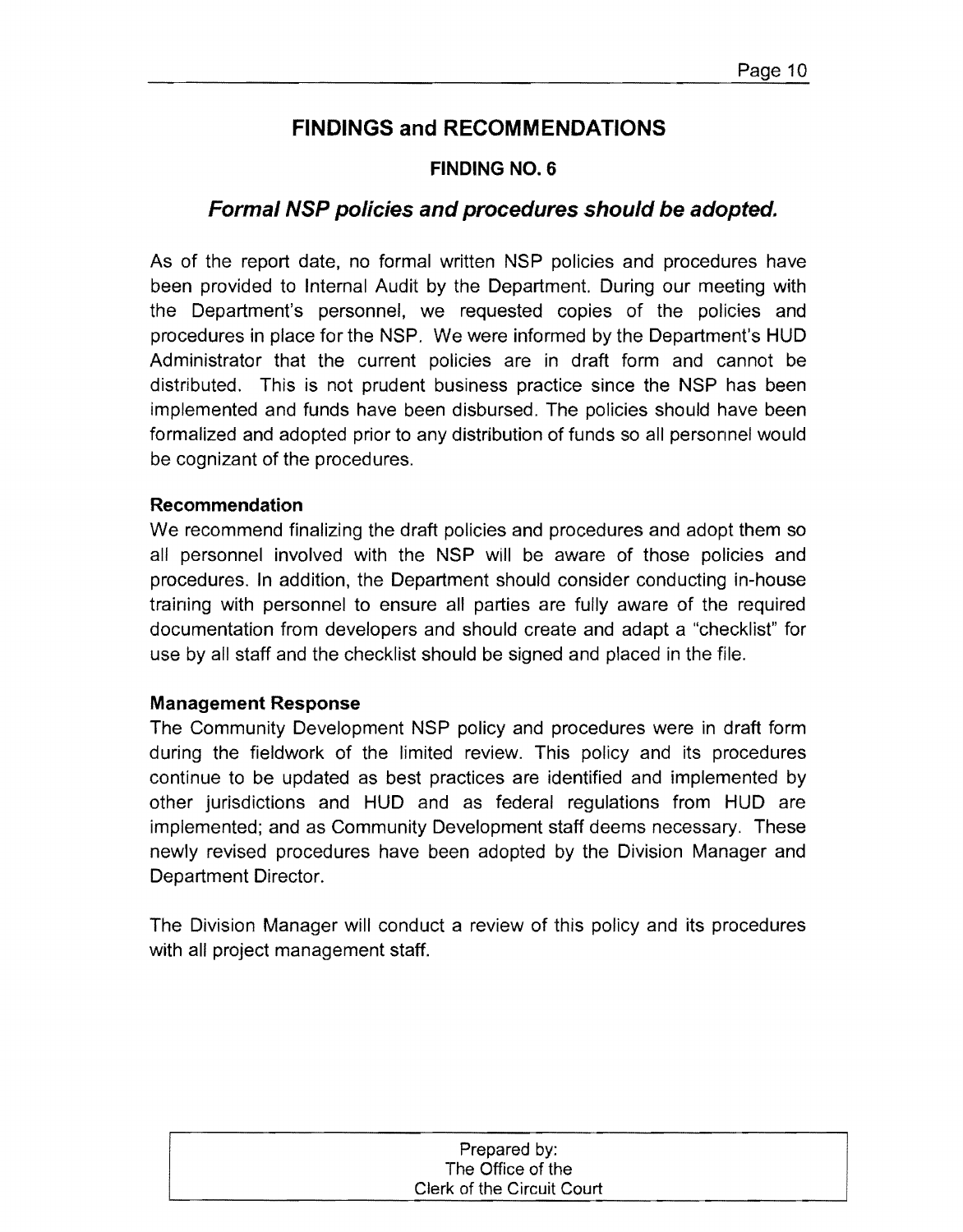# FINDINGS and RECOMMENDATIONS

## FINDING NO. 6

## *Formal NSP policies and procedures should be adopted.*

As of the report date, no formal written NSP policies and procedures have been provided to Internal Audit by the Department. During our meeting with the Department's personnel, we requested copies of the policies and procedures in place for the NSP. We were informed by the Department's HUD Administrator that the current policies are in draft form and cannot be distributed. This is not prudent business practice since the NSP has been implemented and funds have been disbursed. The policies should have been formalized and adopted prior to any distribution of funds so all personnel would be cognizant of the procedures.

**Recommendation**

We recommend finalizing the draft policies and procedures and adopt them so all personnel involved with the NSP will be aware of those policies and procedures. In addition, the Department should consider conducting in-house training with personnel to ensure all parties are fully aware of the required documentation from developers and should create and adapt a "checklist" for use by all staff and the checklist should be signed and placed in the file.

**Management Response**

The Community Development NSP policy and procedures were in draft form during the fieldwork of the limited review. This policy and its procedures continue to be updated as best practices are identified and implemented by other jurisdictions and HUD and as federal regulations from HUD are implemented; and as Community Development staff deems necessary. These newly revised procedures have been adopted by the Division Manager and Department Director.

The Division Manager will conduct a review of this policy and its procedures with all project management staff.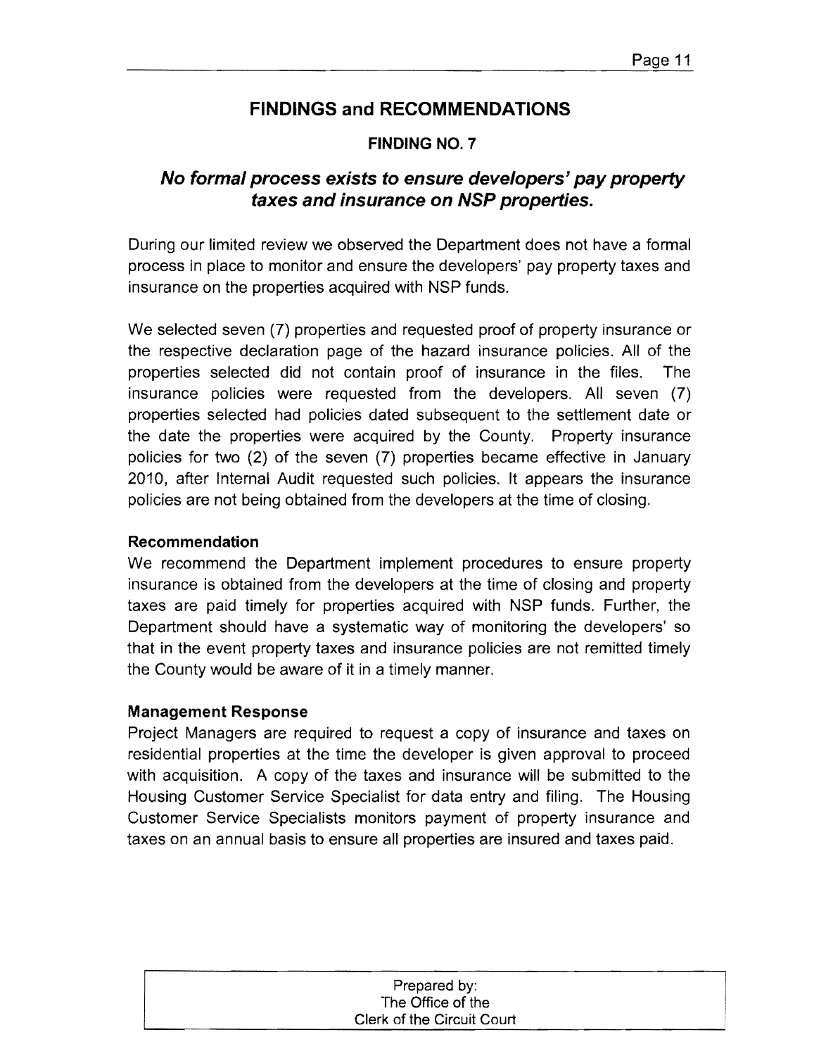## FINDINGS and RECOMMENDATIONS

### FINDING NO. 7

### *No formal process exists to ensure developers' pay property taxes and insurance on NSP properties.*

During our limited review we observed the Department does not have a formal process in place to monitor and ensure the developers' pay property taxes and insurance on the properties acquired with NSP funds.

We selected seven (7) properties and requested proof of property insurance or the respective declaration page of the hazard insurance policies. All of the properties selected did not contain proof of insurance in the files. The insurance policies were requested from the developers. All seven (7) properties selected had policies dated subsequent to the settlement date or the date the properties were acquired by the County. Property insurance policies for two (2) of the seven (7) properties became effective in January 2010, after Internal Audit requested such policies. It appears the insurance policies are not being obtained from the developers at the time of closing.

**Recommendation**

We recommend the Department implement procedures to ensure property insurance is obtained from the developers at the time of closing and property taxes are paid timely for properties acquired with NSP funds. Further, the Department should have a systematic way of monitoring the developers' so that in the event property taxes and insurance policies are not remitted timely the County would be aware of it in a timely manner.

**Management Response**

Project Managers are required to request a copy of insurance and taxes on residential properties at the time the developer is given approval to proceed with acquisition. A copy of the taxes and insurance will be submitted to the Housing Customer Service Specialist for data entry and filing. The Housing Customer Service Specialists monitors payment of property insurance and taxes on an annual basis to ensure all properties are insured and taxes paid.